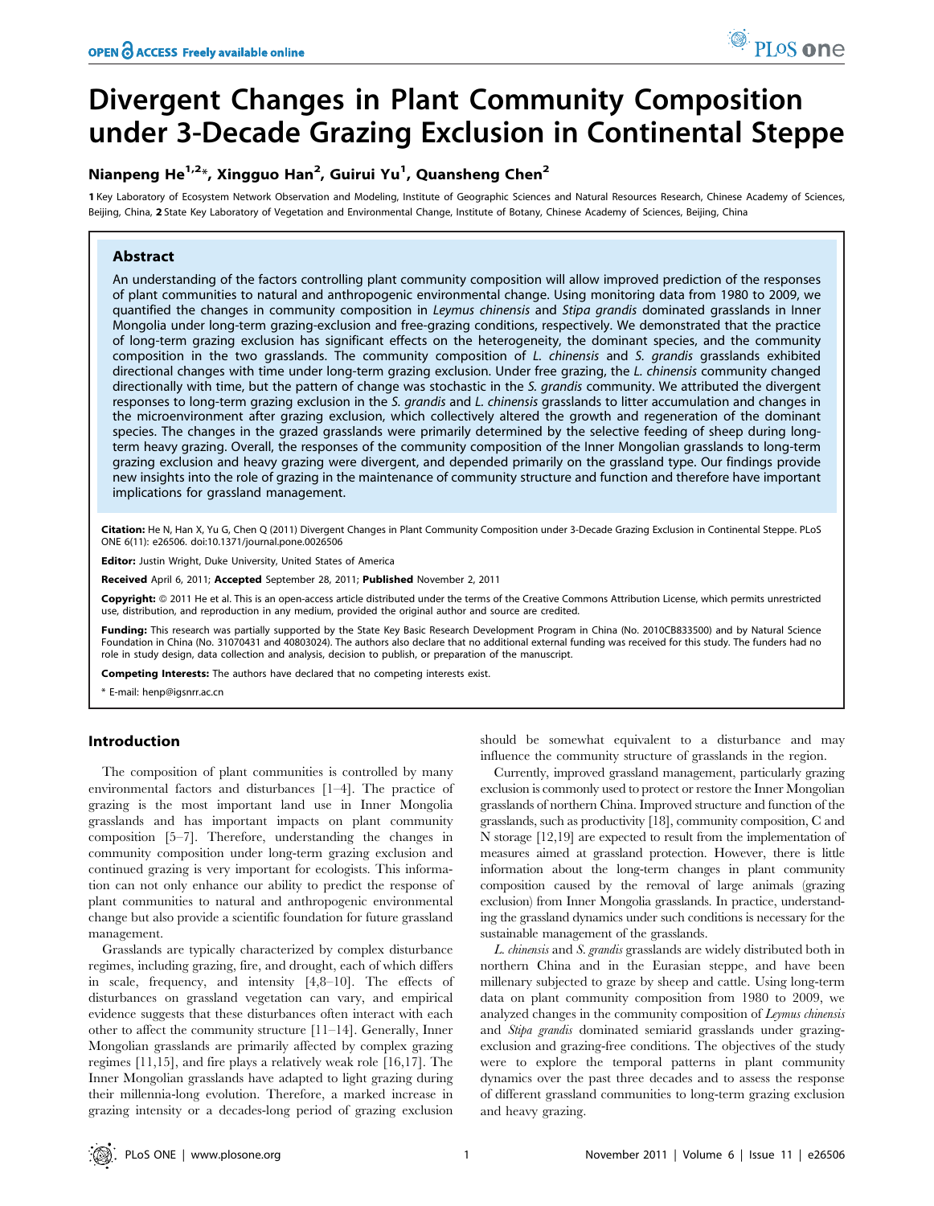# Divergent Changes in Plant Community Composition under 3-Decade Grazing Exclusion in Continental Steppe

**Nianpeng He[1,2]\*, Xingguo Han[2], Guirui Yu[1], Quansheng Chen[2]**

**1** Key Laboratory of Ecosystem Network Observation and Modeling, Institute of Geographic Sciences and Natural Resources Research, Chinese Academy of Sciences, Beijing, China, **2** State Key Laboratory of Vegetation and Environmental Change, Institute of Botany, Chinese Academy of Sciences, Beijing, China

## Abstract

An understanding of the factors controlling plant community composition will allow improved prediction of the responses of plant communities to natural and anthropogenic environmental change. Using monitoring data from 1980 to 2009, we quantified the changes in community composition in *Leymus chinensis* and *Stipa grandis* dominated grasslands in Inner Mongolia under long-term grazing-exclusion and free-grazing conditions, respectively. We demonstrated that the practice of long-term grazing exclusion has significant effects on the heterogeneity, the dominant species, and the community composition in the two grasslands. The community composition of *L. chinensis* and *S. grandis* grasslands exhibited directional changes with time under long-term grazing exclusion. Under free grazing, the *L. chinensis* community changed directionally with time, but the pattern of change was stochastic in the *S. grandis* community. We attributed the divergent responses to long-term grazing exclusion in the *S. grandis* and *L. chinensis* grasslands to litter accumulation and changes in the microenvironment after grazing exclusion, which collectively altered the growth and regeneration of the dominant species. The changes in the grazed grasslands were primarily determined by the selective feeding of sheep during long-term heavy grazing. Overall, the responses of the community composition of the Inner Mongolian grasslands to long-term grazing exclusion and heavy grazing were divergent, and depended primarily on the grassland type. Our findings provide new insights into the role of grazing in the maintenance of community structure and function and therefore have important implications for grassland management.

**Citation:** He N, Han X, Yu G, Chen Q (2011) Divergent Changes in Plant Community Composition under 3-Decade Grazing Exclusion in Continental Steppe. PLoS ONE 6(11): e26506. doi:10.1371/journal.pone.0026506

**Editor:** Justin Wright, Duke University, United States of America

**Received** April 6, 2011; **Accepted** September 28, 2011; **Published** November 2, 2011

**Copyright:** © 2011 He et al. This is an open-access article distributed under the terms of the Creative Commons Attribution License, which permits unrestricted use, distribution, and reproduction in any medium, provided the original author and source are credited.

**Funding:** This research was partially supported by the State Key Basic Research Development Program in China (No. 2010CB833500) and by Natural Science Foundation in China (No. 31070431 and 40803024). The authors also declare that no additional external funding was received for this study. The funders had no role in study design, data collection and analysis, decision to publish, or preparation of the manuscript.

**Competing Interests:** The authors have declared that no competing interests exist.

\* E-mail: henp@igsnrr.ac.cn

## Introduction

The composition of plant communities is controlled by many environmental factors and disturbances [1–4]. The practice of grazing is the most important land use in Inner Mongolia grasslands and has important impacts on plant community composition [5–7]. Therefore, understanding the changes in community composition under long-term grazing exclusion and continued grazing is very important for ecologists. This information can not only enhance our ability to predict the response of plant communities to natural and anthropogenic environmental change but also provide a scientific foundation for future grassland management.

Grasslands are typically characterized by complex disturbance regimes, including grazing, fire, and drought, each of which differs in scale, frequency, and intensity [4,8–10]. The effects of disturbances on grassland vegetation can vary, and empirical evidence suggests that these disturbances often interact with each other to affect the community structure [11–14]. Generally, Inner Mongolian grasslands are primarily affected by complex grazing regimes [11,15], and fire plays a relatively weak role [16,17]. The Inner Mongolian grasslands have adapted to light grazing during their millennia-long evolution. Therefore, a marked increase in grazing intensity or a decades-long period of grazing exclusion should be somewhat equivalent to a disturbance and may influence the community structure of grasslands in the region.

Currently, improved grassland management, particularly grazing exclusion is commonly used to protect or restore the Inner Mongolian grasslands of northern China. Improved structure and function of the grasslands, such as productivity [18], community composition, C and N storage [12,19] are expected to result from the implementation of measures aimed at grassland protection. However, there is little information about the long-term changes in plant community composition caused by the removal of large animals (grazing exclusion) from Inner Mongolia grasslands. In practice, understanding the grassland dynamics under such conditions is necessary for the sustainable management of the grasslands.

*L. chinensis* and *S. grandis* grasslands are widely distributed both in northern China and in the Eurasian steppe, and have been millenary subjected to graze by sheep and cattle. Using long-term data on plant community composition from 1980 to 2009, we analyzed changes in the community composition of *Leymus chinensis* and *Stipa grandis* dominated semiarid grasslands under grazing-exclusion and grazing-free conditions. The objectives of the study were to explore the temporal patterns in plant community dynamics over the past three decades and to assess the response of different grassland communities to long-term grazing exclusion and heavy grazing.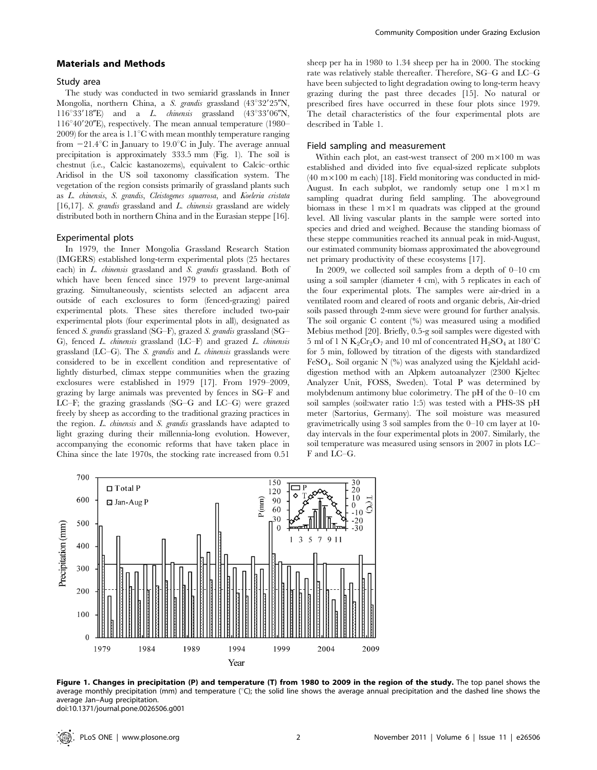## Materials and Methods

### Study area

The study was conducted in two semiarid grasslands in Inner Mongolia, northern China, a *S. grandis* grassland (43°32′25″N, 116°33′18″E) and a *L. chinensis* grassland (43°33′06″N, 116°40′20″E), respectively. The mean annual temperature (1980–2009) for the area is 1.1°C with mean monthly temperature ranging from −21.4°C in January to 19.0°C in July. The average annual precipitation is approximately 333.5 mm (Fig. 1). The soil is chestnut (i.e., Calcic kastanozems), equivalent to Calcic–orthic Aridisol in the US soil taxonomy classification system. The vegetation of the region consists primarily of grassland plants such as *L. chinensis*, *S. grandis*, *Cleistogenes squarrosa*, and *Koeleria cristata* [16,17]. *S. grandis* grassland and *L. chinensis* grassland are widely distributed both in northern China and in the Eurasian steppe [16].

### Experimental plots

In 1979, the Inner Mongolia Grassland Research Station (IMGERS) established long-term experimental plots (25 hectares each) in *L. chinensis* grassland and *S. grandis* grassland. Both of which have been fenced since 1979 to prevent large-animal grazing. Simultaneously, scientists selected an adjacent area outside of each exclosures to form (fenced-grazing) paired experimental plots. These sites therefore included two-pair experimental plots (four experimental plots in all), designated as fenced *S. grandis* grassland (SG–F), grazed *S. grandis* grassland (SG–G), fenced *L. chinensis* grassland (LC–F) and grazed *L. chinensis* grassland (LC–G). The *S. grandis* and *L. chinensis* grasslands were considered to be in excellent condition and representative of lightly disturbed, climax steppe communities when the grazing exclosures were established in 1979 [17]. From 1979–2009, grazing by large animals was prevented by fences in SG–F and LC–F; the grazing grasslands (SG–G and LC–G) were grazed freely by sheep as according to the traditional grazing practices in the region. *L. chinensis* and *S. grandis* grasslands have adapted to light grazing during their millennia-long evolution. However, accompanying the economic reforms that have taken place in China since the late 1970s, the stocking rate increased from 0.51 sheep per ha in 1980 to 1.34 sheep per ha in 2000. The stocking rate was relatively stable thereafter. Therefore, SG–G and LC–G have been subjected to light degradation owing to long-term heavy grazing during the past three decades [15]. No natural or prescribed fires have occurred in these four plots since 1979. The detail characteristics of the four experimental plots are described in Table 1.

### Field sampling and measurement

Within each plot, an east-west transect of 200 m×100 m was established and divided into five equal-sized replicate subplots (40 m×100 m each) [18]. Field monitoring was conducted in mid-August. In each subplot, we randomly setup one 1 m×1 m sampling quadrat during field sampling. The aboveground biomass in these 1 m×1 m quadrats was clipped at the ground level. All living vascular plants in the sample were sorted into species and dried and weighed. Because the standing biomass of these steppe communities reached its annual peak in mid-August, our estimated community biomass approximated the aboveground net primary productivity of these ecosystems [17].

In 2009, we collected soil samples from a depth of 0–10 cm using a soil sampler (diameter 4 cm), with 5 replicates in each of the four experimental plots. The samples were air-dried in a ventilated room and cleared of roots and organic debris, Air-dried soils passed through 2-mm sieve were ground for further analysis. The soil organic C content (%) was measured using a modified Mebius method [20]. Briefly, 0.5-g soil samples were digested with 5 ml of 1 N $K_2Cr_2O_7$ and 10 ml of concentrated $H_2SO_4$ at 180°C for 5 min, followed by titration of the digests with standardized $FeSO_4$. Soil organic N (%) was analyzed using the Kjeldahl acid-digestion method with an Alpkem autoanalyzer (2300 Kjeltec Analyzer Unit, FOSS, Sweden). Total P was determined by molybdenum antimony blue colorimetry. The pH of the 0–10 cm soil samples (soil:water ratio 1:5) was tested with a PHS-3S pH meter (Sartorius, Germany). The soil moisture was measured gravimetrically using 3 soil samples from the 0–10 cm layer at 10-day intervals in the four experimental plots in 2007. Similarly, the soil temperature was measured using sensors in 2007 in plots LC–F and LC–G.

**Figure 1. Changes in precipitation (P) and temperature (T) from 1980 to 2009 in the region of the study.** The top panel shows the average monthly precipitation (mm) and temperature (°C); the solid line shows the average annual precipitation and the dashed line shows the average Jan–Aug precipitation.
doi:10.1371/journal.pone.0026506.g001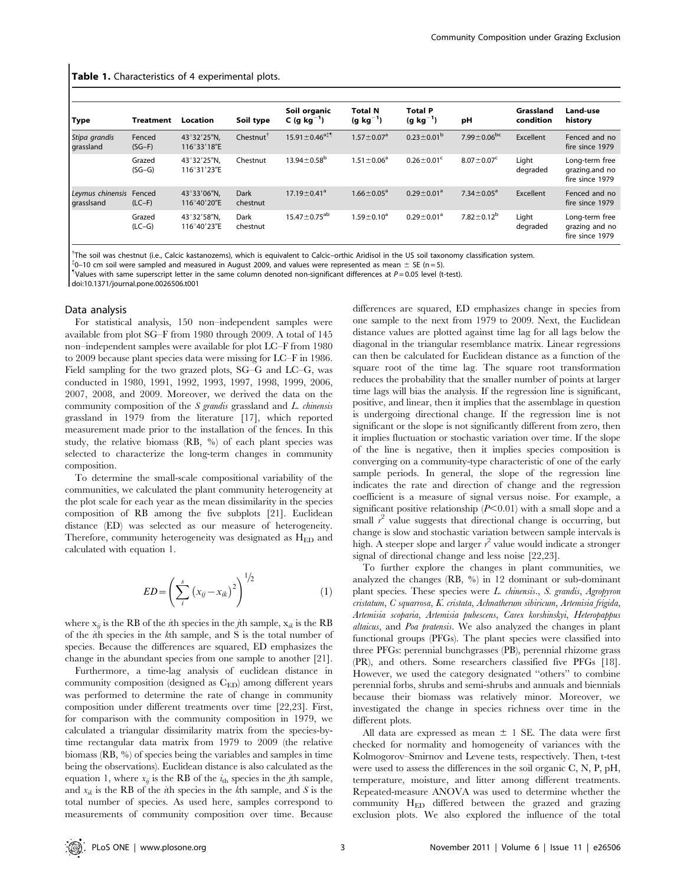**Table 1.** Characteristics of 4 experimental plots.

| Type | Treatment | Location | Soil type | Soil organic C (g kg$^{-1}$) | Total N (g kg$^{-1}$) | Total P (g kg$^{-1}$) | pH | Grassland condition | Land-use history |
|---|---|---|---|---|---|---|---|---|---|
| *Stipa grandis* grassland | Fenced (SG–F) | 43°32′25″N, 116°33′18″E | Chestnut[†] | 15.91±0.46[a‡¶] | 1.57±0.07[a] | 0.23±0.01[b] | 7.99±0.06[bc] | Excellent | Fenced and no fire since 1979 |
| | Grazed (SG–G) | 43°32′25″N, 116°31′23″E | Chestnut | 13.94±0.58[b] | 1.51±0.06[a] | 0.26±0.01[c] | 8.07±0.07[c] | Light degraded | Long-term free grazing.and no fire since 1979 |
| *Leymus chinensis* grasslsand | Fenced (LC–F) | 43°33′06″N, 116°40′20″E | Dark chestnut | 17.19±0.41[a] | 1.66±0.05[a] | 0.29±0.01[a] | 7.34±0.05[a] | Excellent | Fenced and no fire since 1979 |
| | Grazed (LC–G) | 43°32′58″N, 116°40′23″E | Dark chestnut | 15.47±0.75[ab] | 1.59±0.10[a] | 0.29±0.01[a] | 7.82±0.12[b] | Light degraded | Long-term free grazing and no fire since 1979 |

[†]The soil was chestnut (i.e., Calcic kastanozems), which is equivalent to Calcic–orthic Aridisol in the US soil taxonomy classification system.
[‡]0–10 cm soil were sampled and measured in August 2009, and values were represented as mean ± SE (n = 5).
[¶]Values with same superscript letter in the same column denoted non-significant differences at $P = 0.05$ level (t-test).
doi:10.1371/journal.pone.0026506.t001

## Data analysis

For statistical analysis, 150 non–independent samples were available from plot SG–F from 1980 through 2009. A total of 145 non–independent samples were available for plot LC–F from 1980 to 2009 because plant species data were missing for LC–F in 1986. Field sampling for the two grazed plots, SG–G and LC–G, was conducted in 1980, 1991, 1992, 1993, 1997, 1998, 1999, 2006, 2007, 2008, and 2009. Moreover, we derived the data on the community composition of the *S grandis* grassland and *L. chinensis* grassland in 1979 from the literature [17], which reported measurement made prior to the installation of the fences. In this study, the relative biomass (RB, %) of each plant species was selected to characterize the long-term changes in community composition.

To determine the small-scale compositional variability of the communities, we calculated the plant community heterogeneity at the plot scale for each year as the mean dissimilarity in the species composition of RB among the five subplots [21]. Euclidean distance (ED) was selected as our measure of heterogeneity. Therefore, community heterogeneity was designated as $H_{ED}$ and calculated with equation 1.

$$ED = \left( \sum_{i}^{s} \left( x_{ij} - x_{ik} \right)^2 \right)^{1/2} \tag{1}$$

where $x_{ij}$ is the RB of the *i*th species in the *j*th sample, $x_{ik}$ is the RB of the *i*th species in the *k*th sample, and S is the total number of species. Because the differences are squared, ED emphasizes the change in the abundant species from one sample to another [21].

Furthermore, a time-lag analysis of euclidean distance in community composition (designed as $C_{ED}$) among different years was performed to determine the rate of change in community composition under different treatments over time [22,23]. First, for comparison with the community composition in 1979, we calculated a triangular dissimilarity matrix from the species-by-time rectangular data matrix from 1979 to 2009 (the relative biomass (RB, %) of species being the variables and samples in time being the observations). Euclidean distance is also calculated as the equation 1, where $x_{ij}$ is the RB of the $i_{th}$ species in the *j*th sample, and $x_{ik}$ is the RB of the *i*th species in the *k*th sample, and *S* is the total number of species. As used here, samples correspond to measurements of community composition over time. Because differences are squared, ED emphasizes change in species from one sample to the next from 1979 to 2009. Next, the Euclidean distance values are plotted against time lag for all lags below the diagonal in the triangular resemblance matrix. Linear regressions can then be calculated for Euclidean distance as a function of the square root of the time lag. The square root transformation reduces the probability that the smaller number of points at larger time lags will bias the analysis. If the regression line is significant, positive, and linear, then it implies that the assemblage in question is undergoing directional change. If the regression line is not significant or the slope is not significantly different from zero, then it implies fluctuation or stochastic variation over time. If the slope of the line is negative, then it implies species composition is converging on a community-type characteristic of one of the early sample periods. In general, the slope of the regression line indicates the rate and direction of change and the regression coefficient is a measure of signal versus noise. For example, a significant positive relationship ($P<0.01$) with a small slope and a small $r^2$ value suggests that directional change is occurring, but change is slow and stochastic variation between sample intervals is high. A steeper slope and larger $r^2$ value would indicate a stronger signal of directional change and less noise [22,23].

To further explore the changes in plant communities, we analyzed the changes (RB, %) in 12 dominant or sub-dominant plant species. These species were *L. chinensis.*, *S. grandis*, *Agropyron cristatum*, *C squarrosa*, *K. cristata*, *Achnatherum sibiricum*, *Artemisia frigida*, *Artemisia scoparia*, *Artemisia pubescens*, *Carex korshinskyi*, *Heteropappus altaicus*, and *Poa pratensis*. We also analyzed the changes in plant functional groups (PFGs). The plant species were classified into three PFGs: perennial bunchgrasses (PB), perennial rhizome grass (PR), and others. Some researchers classified five PFGs [18]. However, we used the category designated "others" to combine perennial forbs, shrubs and semi-shrubs and annuals and biennials because their biomass was relatively minor. Moreover, we investigated the change in species richness over time in the different plots.

All data are expressed as mean ± 1 SE. The data were first checked for normality and homogeneity of variances with the Kolmogorov–Smirnov and Levene tests, respectively. Then, t-test were used to assess the differences in the soil organic C, N, P, pH, temperature, moisture, and litter among different treatments. Repeated-measure ANOVA was used to determine whether the community $H_{ED}$ differed between the grazed and grazing exclusion plots. We also explored the influence of the total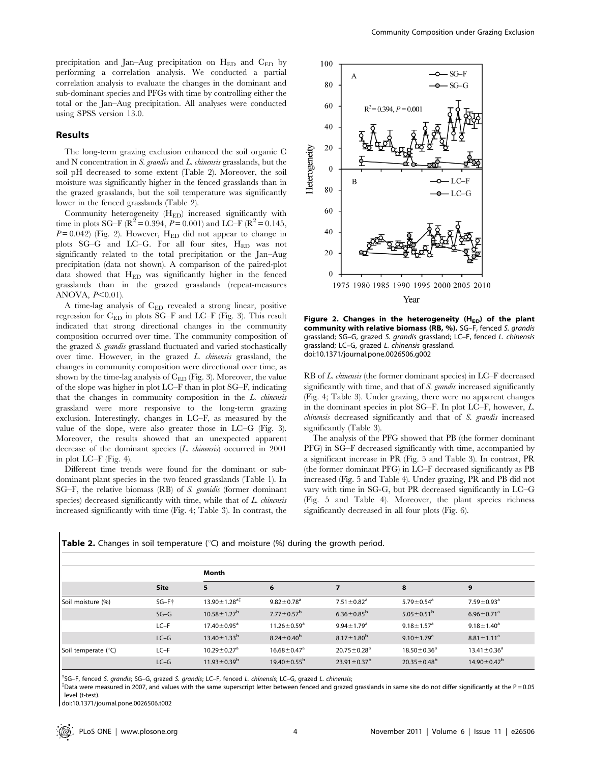precipitation and Jan–Aug precipitation on $H_{ED}$ and $C_{ED}$ by performing a correlation analysis. We conducted a partial correlation analysis to evaluate the changes in the dominant and sub-dominant species and PFGs with time by controlling either the total or the Jan–Aug precipitation. All analyses were conducted using SPSS version 13.0.

## Results

The long-term grazing exclusion enhanced the soil organic C and N concentration in *S. grandis* and *L. chinensis* grasslands, but the soil pH decreased to some extent (Table 2). Moreover, the soil moisture was significantly higher in the fenced grasslands than in the grazed grasslands, but the soil temperature was significantly lower in the fenced grasslands (Table 2).

Community heterogeneity ($H_{ED}$) increased significantly with time in plots SG–F ($R^2 = 0.394$, $P = 0.001$) and LC–F ($R^2 = 0.145$, $P = 0.042$) (Fig. 2). However, $H_{ED}$ did not appear to change in plots SG–G and LC–G. For all four sites, $H_{ED}$ was not significantly related to the total precipitation or the Jan–Aug precipitation (data not shown). A comparison of the paired-plot data showed that $H_{ED}$ was significantly higher in the fenced grasslands than in the grazed grasslands (repeat-measures ANOVA, $P<0.01$).

A time-lag analysis of $C_{ED}$ revealed a strong linear, positive regression for $C_{ED}$ in plots SG–F and LC–F (Fig. 3). This result indicated that strong directional changes in the community composition occurred over time. The community composition of the grazed *S. grandis* grassland fluctuated and varied stochastically over time. However, in the grazed *L. chinensis* grassland, the changes in community composition were directional over time, as shown by the time-lag analysis of $C_{ED}$ (Fig. 3). Moreover, the value of the slope was higher in plot LC–F than in plot SG–F, indicating that the changes in community composition in the *L. chinensis* grassland were more responsive to the long-term grazing exclusion. Interestingly, changes in LC–F, as measured by the value of the slope, were also greater those in LC–G (Fig. 3). Moreover, the results showed that an unexpected apparent decrease of the dominant species (*L. chinensis*) occurred in 2001 in plot LC–F (Fig. 4).

Different time trends were found for the dominant or sub-dominant plant species in the two fenced grasslands (Table 1). In SG–F, the relative biomass (RB) of *S. granidis* (former dominant species) decreased significantly with time, while that of *L. chinensis* increased significantly with time (Fig. 4; Table 3). In contrast, the RB of *L. chinensis* (the former dominant species) in LC–F decreased significantly with time, and that of *S. grandis* increased significantly (Fig. 4; Table 3). Under grazing, there were no apparent changes in the dominant species in plot SG–F. In plot LC–F, however, *L. chinensis* decreased significantly and that of *S. grandis* increased significantly (Table 3).

The analysis of the PFG showed that PB (the former dominant PFG) in SG–F decreased significantly with time, accompanied by a significant increase in PR (Fig. 5 and Table 3). In contrast, PR (the former dominant PFG) in LC–F decreased significantly as PB increased (Fig. 5 and Table 4). Under grazing, PR and PB did not vary with time in SG–G, but PR decreased significantly in LC–G (Fig. 5 and Table 4). Moreover, the plant species richness significantly decreased in all four plots (Fig. 6).

**Figure 2. Changes in the heterogeneity ($H_{ED}$) of the plant community with relative biomass (RB, %).** SG–F, fenced *S. grandis* grassland; SG–G, grazed *S. grandis* grassland; LC–F, fenced *L. chinensis* grassland; LC–G, grazed *L. chinensis* grassland.
doi:10.1371/journal.pone.0026506.g002

**Table 2.** Changes in soil temperature (°C) and moisture (%) during the growth period.

| | | Month | | | | |
|---|---|---|---|---|---|---|
| | **Site** | **5** | **6** | **7** | **8** | **9** |
| Soil moisture (%) | SG–F† | 13.90±1.28$^{a‡}$ | 9.82±0.78$^{a}$ | 7.51±0.82$^{a}$ | 5.79±0.54$^{a}$ | 7.59±0.93$^{a}$ |
| | SG–G | 10.58±1.27$^{b}$ | 7.77±0.57$^{b}$ | 6.36±0.85$^{b}$ | 5.05±0.51$^{b}$ | 6.96±0.71$^{a}$ |
| | LC–F | 17.40±0.95$^{a}$ | 11.26±0.59$^{a}$ | 9.94±1.79$^{a}$ | 9.18±1.57$^{a}$ | 9.18±1.40$^{a}$ |
| | LC–G | 13.40±1.33$^{b}$ | 8.24±0.40$^{b}$ | 8.17±1.80$^{b}$ | 9.10±1.79$^{a}$ | 8.81±1.11$^{a}$ |
| Soil temperate (°C) | LC–F | 10.29±0.27$^{a}$ | 16.68±0.47$^{a}$ | 20.75±0.28$^{a}$ | 18.50±0.36$^{a}$ | 13.41±0.36$^{a}$ |
| | LC–G | 11.93±0.39$^{b}$ | 19.40±0.55$^{b}$ | 23.91±0.37$^{b}$ | 20.35±0.48$^{b}$ | 14.90±0.42$^{b}$ |

†SG–F, fenced *S. grandis*; SG–G, grazed *S. grandis*; LC–F, fenced *L. chinensis*; LC–G, grazed *L. chinensis*;
‡Data were measured in 2007, and values with the same superscript letter between fenced and grazed grasslands in same site do not differ significantly at the P = 0.05 level (t-test).
doi:10.1371/journal.pone.0026506.t002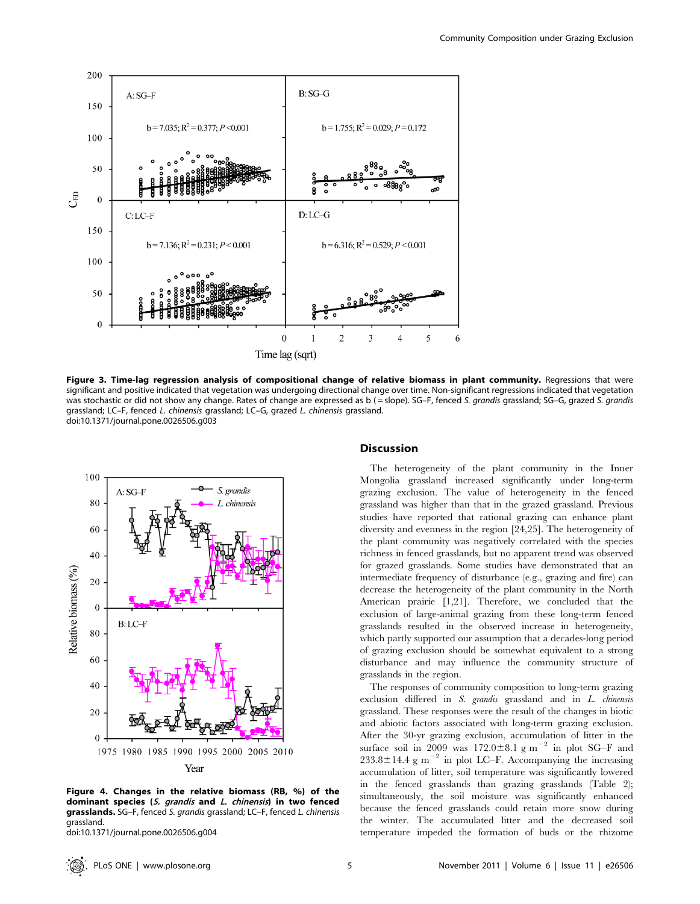**Figure 3. Time-lag regression analysis of compositional change of relative biomass in plant community.** Regressions that were significant and positive indicated that vegetation was undergoing directional change over time. Non-significant regressions indicated that vegetation was stochastic or did not show any change. Rates of change are expressed as b (= slope). SG–F, fenced *S. grandis* grassland; SG–G, grazed *S. grandis* grassland; LC–F, fenced *L. chinensis* grassland; LC–G, grazed *L. chinensis* grassland.
doi:10.1371/journal.pone.0026506.g003

**Figure 4. Changes in the relative biomass (RB, %) of the dominant species (*S. grandis* and *L. chinensis*) in two fenced grasslands.** SG–F, fenced *S. grandis* grassland; LC–F, fenced *L. chinensis* grassland.
doi:10.1371/journal.pone.0026506.g004

## Discussion

The heterogeneity of the plant community in the Inner Mongolia grassland increased significantly under long-term grazing exclusion. The value of heterogeneity in the fenced grassland was higher than that in the grazed grassland. Previous studies have reported that rational grazing can enhance plant diversity and evenness in the region [24,25]. The heterogeneity of the plant community was negatively correlated with the species richness in fenced grasslands, but no apparent trend was observed for grazed grasslands. Some studies have demonstrated that an intermediate frequency of disturbance (e.g., grazing and fire) can decrease the heterogeneity of the plant community in the North American prairie [1,21]. Therefore, we concluded that the exclusion of large-animal grazing from these long-term fenced grasslands resulted in the observed increase in heterogeneity, which partly supported our assumption that a decades-long period of grazing exclusion should be somewhat equivalent to a strong disturbance and may influence the community structure of grasslands in the region.

The responses of community composition to long-term grazing exclusion differed in *S. grandis* grassland and in *L. chinensis* grassland. These responses were the result of the changes in biotic and abiotic factors associated with long-term grazing exclusion. After the 30-yr grazing exclusion, accumulation of litter in the surface soil in 2009 was $172.0\pm8.1$ g m$^{-2}$ in plot SG–F and $233.8\pm14.4$ g m$^{-2}$ in plot LC–F. Accompanying the increasing accumulation of litter, soil temperature was significantly lowered in the fenced grasslands than grazing grasslands (Table 2); simultaneously, the soil moisture was significantly enhanced because the fenced grasslands could retain more snow during the winter. The accumulated litter and the decreased soil temperature impeded the formation of buds or the rhizome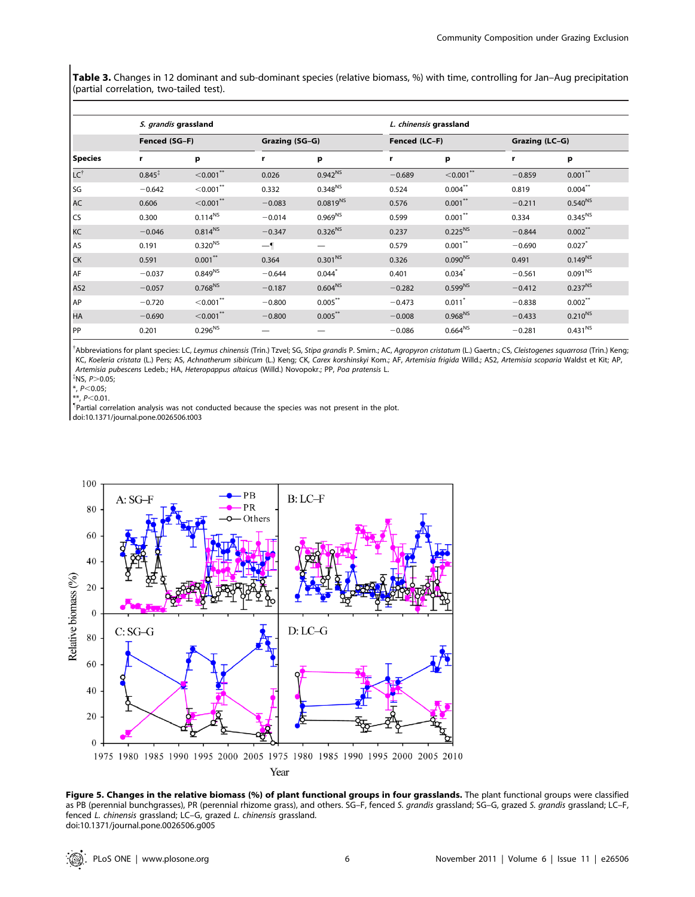**Table 3.** Changes in 12 dominant and sub-dominant species (relative biomass, %) with time, controlling for Jan–Aug precipitation (partial correlation, two-tailed test).

| | *S. grandis* grassland | | | | *L. chinensis* grassland | | | |
|---|---|---|---|---|---|---|---|---|
| | Fenced (SG–F) | | Grazing (SG–G) | | Fenced (LC–F) | | Grazing (LC–G) | |
| Species | r | p | r | p | r | p | r | p |
| LC[†] | 0.845[‡] | <0.001[**] | 0.026 | 0.942[NS] | −0.689 | <0.001[**] | −0.859 | 0.001[**] |
| SG | −0.642 | <0.001[**] | 0.332 | 0.348[NS] | 0.524 | 0.004[**] | 0.819 | 0.004[**] |
| AC | 0.606 | <0.001[**] | −0.083 | 0.0819[NS] | 0.576 | 0.001[**] | −0.211 | 0.540[NS] |
| CS | 0.300 | 0.114[NS] | −0.014 | 0.969[NS] | 0.599 | 0.001[**] | 0.334 | 0.345[NS] |
| KC | −0.046 | 0.814[NS] | −0.347 | 0.326[NS] | 0.237 | 0.225[NS] | −0.844 | 0.002[**] |
| AS | 0.191 | 0.320[NS] | —[¶] | — | 0.579 | 0.001[**] | −0.690 | 0.027[*] |
| CK | 0.591 | 0.001[**] | 0.364 | 0.301[NS] | 0.326 | 0.090[NS] | 0.491 | 0.149[NS] |
| AF | −0.037 | 0.849[NS] | −0.644 | 0.044[*] | 0.401 | 0.034[*] | −0.561 | 0.091[NS] |
| AS2 | −0.057 | 0.768[NS] | −0.187 | 0.604[NS] | −0.282 | 0.599[NS] | −0.412 | 0.237[NS] |
| AP | −0.720 | <0.001[**] | −0.800 | 0.005[**] | −0.473 | 0.011[*] | −0.838 | 0.002[**] |
| HA | −0.690 | <0.001[**] | −0.800 | 0.005[**] | −0.008 | 0.968[NS] | −0.433 | 0.210[NS] |
| PP | 0.201 | 0.296[NS] | — | — | −0.086 | 0.664[NS] | −0.281 | 0.431[NS] |

[†]Abbreviations for plant species: LC, *Leymus chinensis* (Trin.) Tzvel; SG, *Stipa grandis* P. Smirn.; AC, *Agropyron cristatum* (L.) Gaertn.; CS, *Cleistogenes squarrosa* (Trin.) Keng; KC, *Koeleria cristata* (L.) Pers; AS, *Achnatherum sibiricum* (L.) Keng; CK, *Carex korshinskyi* Kom.; AF, *Artemisia frigida* Willd.; AS2, *Artemisia scoparia* Waldst et Kit; AP, *Artemisia pubescens* Ledeb.; HA, *Heteropappus altaicus* (Willd.) Novopokr.; PP, *Poa pratensis* L.

[‡]NS, $P>0.05$;

*, $P<0.05$;

**, $P<0.01$.

[¶]Partial correlation analysis was not conducted because the species was not present in the plot.

doi:10.1371/journal.pone.0026506.t003

**Figure 5. Changes in the relative biomass (%) of plant functional groups in four grasslands.** The plant functional groups were classified as PB (perennial bunchgrasses), PR (perennial rhizome grass), and others. SG–F, fenced *S. grandis* grassland; SG–G, grazed *S. grandis* grassland; LC–F, fenced *L. chinensis* grassland; LC–G, grazed *L. chinensis* grassland.

doi:10.1371/journal.pone.0026506.g005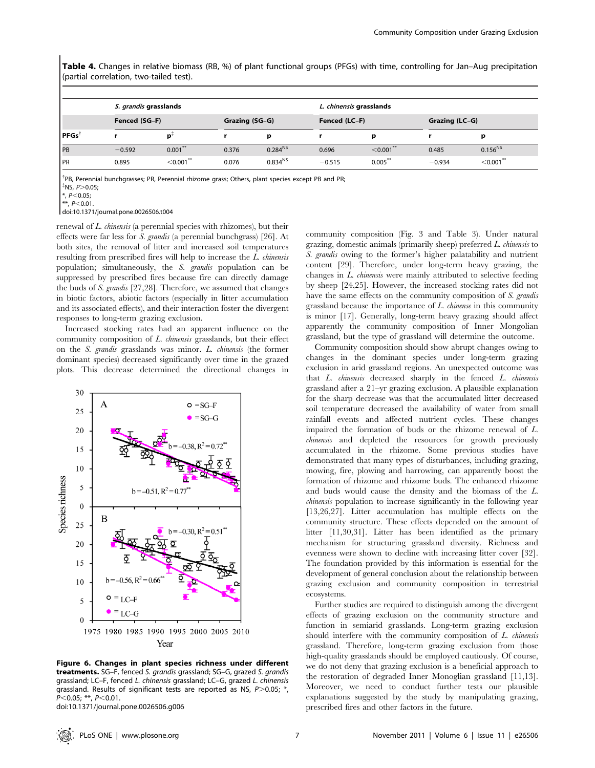**Table 4.** Changes in relative biomass (RB, %) of plant functional groups (PFGs) with time, controlling for Jan–Aug precipitation (partial correlation, two-tailed test).

| | *S. grandis* grasslands | | | | *L. chinensis* grasslands | | | |
|---|---|---|---|---|---|---|---|---|
| | Fenced (SG–F) | | Grazing (SG–G) | | Fenced (LC–F) | | Grazing (LC–G) | |
| PFGs[†] | r | p[‡] | r | p | r | p | r | p |
| PB | −0.592 | 0.001[**] | 0.376 | 0.284[NS] | 0.696 | <0.001[**] | 0.485 | 0.156[NS] |
| PR | 0.895 | <0.001[**] | 0.076 | 0.834[NS] | −0.515 | 0.005[**] | −0.934 | <0.001[**] |

[†]PB, Perennial bunchgrasses; PR, Perennial rhizome grass; Others, plant species except PB and PR;
[‡]NS, $P>0.05$;
*, $P<0.05$;
**, $P<0.01$.
doi:10.1371/journal.pone.0026506.t004

renewal of *L. chinensis* (a perennial species with rhizomes), but their effects were far less for *S. grandis* (a perennial bunchgrass) [26]. At both sites, the removal of litter and increased soil temperatures resulting from prescribed fires will help to increase the *L. chinensis* population; simultaneously, the *S. grandis* population can be suppressed by prescribed fires because fire can directly damage the buds of *S. grandis* [27,28]. Therefore, we assumed that changes in biotic factors, abiotic factors (especially in litter accumulation and its associated effects), and their interaction foster the divergent responses to long-term grazing exclusion.

Increased stocking rates had an apparent influence on the community composition of *L. chinensis* grasslands, but their effect on the *S. grandis* grasslands was minor. *L. chinensis* (the former dominant species) decreased significantly over time in the grazed plots. This decrease determined the directional changes in community composition (Fig. 3 and Table 3). Under natural grazing, domestic animals (primarily sheep) preferred *L. chinensis* to *S. grandis* owing to the former's higher palatability and nutrient content [29]. Therefore, under long-term heavy grazing, the changes in *L. chinensis* were mainly attributed to selective feeding by sheep [24,25]. However, the increased stocking rates did not have the same effects on the community composition of *S. grandis* grassland because the importance of *L. chinense* in this community is minor [17]. Generally, long-term heavy grazing should affect apparently the community composition of Inner Mongolian grassland, but the type of grassland will determine the outcome.

**Figure 6. Changes in plant species richness under different treatments.** SG–F, fenced *S. grandis* grassland; SG–G, grazed *S. grandis* grassland; LC–F, fenced *L. chinensis* grassland; LC–G, grazed *L. chinensis* grassland. Results of significant tests are reported as NS, $P>0.05$; *, $P<0.05$; **, $P<0.01$.
doi:10.1371/journal.pone.0026506.g006

Community composition should show abrupt changes owing to changes in the dominant species under long-term grazing exclusion in arid grassland regions. An unexpected outcome was that *L. chinensis* decreased sharply in the fenced *L. chinensis* grassland after a 21–yr grazing exclusion. A plausible explanation for the sharp decrease was that the accumulated litter decreased soil temperature decreased the availability of water from small rainfall events and affected nutrient cycles. These changes impaired the formation of buds or the rhizome renewal of *L. chinensis* and depleted the resources for growth previously accumulated in the rhizome. Some previous studies have demonstrated that many types of disturbances, including grazing, mowing, fire, plowing and harrowing, can apparently boost the formation of rhizome and rhizome buds. The enhanced rhizome and buds would cause the density and the biomass of the *L. chinensis* population to increase significantly in the following year [13,26,27]. Litter accumulation has multiple effects on the community structure. These effects depended on the amount of litter [11,30,31]. Litter has been identified as the primary mechanism for structuring grassland diversity. Richness and evenness were shown to decline with increasing litter cover [32]. The foundation provided by this information is essential for the development of general conclusion about the relationship between grazing exclusion and community composition in terrestrial ecosystems.

Further studies are required to distinguish among the divergent effects of grazing exclusion on the community structure and function in semiarid grasslands. Long-term grazing exclusion should interfere with the community composition of *L. chinensis* grassland. Therefore, long-term grazing exclusion from those high-quality grasslands should be employed cautiously. Of course, we do not deny that grazing exclusion is a beneficial approach to the restoration of degraded Inner Monoglian grassland [11,13]. Moreover, we need to conduct further tests our plausible explanations suggested by the study by manipulating grazing, prescribed fires and other factors in the future.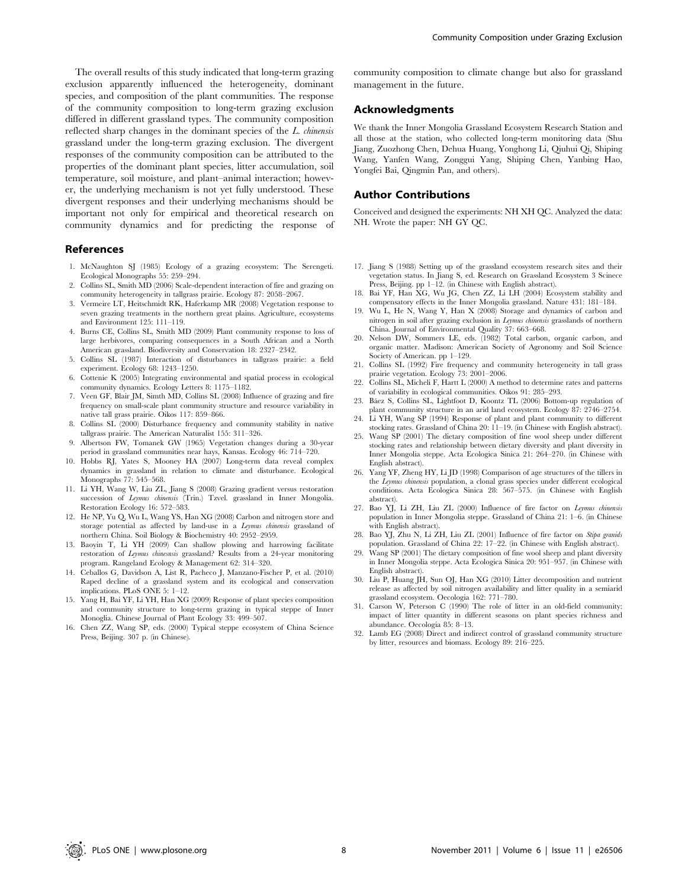The overall results of this study indicated that long-term grazing exclusion apparently influenced the heterogeneity, dominant species, and composition of the plant communities. The response of the community composition to long-term grazing exclusion differed in different grassland types. The community composition reflected sharp changes in the dominant species of the *L. chinensis* grassland under the long-term grazing exclusion. The divergent responses of the community composition can be attributed to the properties of the dominant plant species, litter accumulation, soil temperature, soil moisture, and plant–animal interaction; however, the underlying mechanism is not yet fully understood. These divergent responses and their underlying mechanisms should be important not only for empirical and theoretical research on community dynamics and for predicting the response of community composition to climate change but also for grassland management in the future.

## Acknowledgments

We thank the Inner Mongolia Grassland Ecosystem Research Station and all those at the station, who collected long-term monitoring data (Shu Jiang, Zuozhong Chen, Dehua Huang, Yonghong Li, Qiuhui Qi, Shiping Wang, Yanfen Wang, Zonggui Yang, Shiping Chen, Yanbing Hao, Yongfei Bai, Qingmin Pan, and others).

## Author Contributions

Conceived and designed the experiments: NH XH QC. Analyzed the data: NH. Wrote the paper: NH GY QC.

## References

1. McNaughton SJ (1985) Ecology of a grazing ecosystem: The Serengeti. Ecological Monographs 55: 259–294.
2. Collins SL, Smith MD (2006) Scale-dependent interaction of fire and grazing on community heterogeneity in tallgrass prairie. Ecology 87: 2058–2067.
3. Vermeire LT, Heitschmidt RK, Haferkamp MR (2008) Vegetation response to seven grazing treatments in the northern great plains. Agriculture, ecosystems and Environment 125: 111–119.
4. Burns CE, Collins SL, Smith MD (2009) Plant community response to loss of large herbivores, comparing consequences in a South African and a North American grassland. Biodiversity and Conservation 18: 2327–2342.
5. Collins SL (1987) Interaction of disturbances in tallgrass prairie: a field experiment. Ecology 68: 1243–1250.
6. Cottenie K (2005) Integrating environmental and spatial process in ecological community dynamics. Ecology Letters 8: 1175–1182.
7. Veen GF, Blair JM, Simth MD, Collins SL (2008) Influence of grazing and fire frequency on small-scale plant community structure and resource variability in native tall grass prairie. Oikos 117: 859–866.
8. Collins SL (2000) Disturbance frequency and community stability in native tallgrass prairie. The American Naturalist 155: 311–326.
9. Albertson FW, Tomanek GW (1965) Vegetation changes during a 30-year period in grassland communities near hays, Kansas. Ecology 46: 714–720.
10. Hobbs RJ, Yates S, Mooney HA (2007) Long-term data reveal complex dynamics in grassland in relation to climate and disturbance. Ecological Monographs 77: 545–568.
11. Li YH, Wang W, Liu ZL, Jiang S (2008) Grazing gradient versus restoration succession of *Leymus chinensis* (Trin.) Tzvel. grassland in Inner Mongolia. Restoration Ecology 16: 572–583.
12. He NP, Yu Q, Wu L, Wang YS, Han XG (2008) Carbon and nitrogen store and storage potential as affected by land-use in a *Leymus chinensis* grassland of northern China. Soil Biology & Biochemistry 40: 2952–2959.
13. Baoyin T, Li YH (2009) Can shallow plowing and harrowing facilitate restoration of *Leymus chinesnsis* grassland? Results from a 24-year monitoring program. Rangeland Ecology & Management 62: 314–320.
14. Ceballos G, Davidson A, List R, Pacheco J, Manzano-Fischer P, et al. (2010) Raped decline of a grassland system and its ecological and conservation implications. PLoS ONE 5: 1–12.
15. Yang H, Bai YF, Li YH, Han XG (2009) Response of plant species composition and community structure to long-term grazing in typical steppe of Inner Monoglia. Chinese Journal of Plant Ecology 33: 499–507.
16. Chen ZZ, Wang SP, eds. (2000) Typical steppe ecosystem of China Science Press, Beijing. 307 p. (in Chinese).
17. Jiang S (1988) Setting up of the grassland ecosystem research sites and their vegetation status. In Jiang S, ed. Research on Grassland Ecosystem 3 Scinece Press, Beijing. pp 1–12. (in Chinese with English abstract).
18. Bai YF, Han XG, Wu JG, Chen ZZ, Li LH (2004) Ecosystem stability and compensatory effects in the Inner Mongolia grassland. Nature 431: 181–184.
19. Wu L, He N, Wang Y, Han X (2008) Storage and dynamics of carbon and nitrogen in soil after grazing exclusion in *Leymus chinensis* grasslands of northern China. Journal of Environmental Quality 37: 663–668.
20. Nelson DW, Sommers LE, eds. (1982) Total carbon, organic carbon, and organic matter. Madison: American Society of Agronomy and Soil Science Society of American. pp 1–129.
21. Collins SL (1992) Fire frequency and community heterogeneity in tall grass prairie vegetation. Ecology 73: 2001–2006.
22. Collins SL, Micheli F, Hartt L (2000) A method to determine rates and patterns of variability in ecological communities. Oikos 91: 285–293.
23. Báez S, Collins SL, Lightfoot D, Koontz TL (2006) Bottom-up regulation of plant community structure in an arid land ecosystem. Ecology 87: 2746–2754.
24. Li YH, Wang SP (1994) Response of plant and plant community to different stocking rates. Grassland of China 20: 11–19. (in Chinese with English abstract).
25. Wang SP (2001) The dietary composition of fine wool sheep under different stocking rates and relationship between dietary diversity and plant diversity in Inner Mongolia steppe. Acta Ecologica Sinica 21: 264–270. (in Chinese with English abstract).
26. Yang YF, Zheng HY, Li JD (1998) Comparison of age structures of the tillers in the *Leymus chinensis* population, a clonal grass species under different ecological conditions. Acta Ecologica Sinica 28: 567–575. (in Chinese with English abstract).
27. Bao YJ, Li ZH, Liu ZL (2000) Influence of fire factor on *Leymus chinensis* population in Inner Mongolia steppe. Grassland of China 21: 1–6. (in Chinese with English abstract).
28. Bao YJ, Zhu N, Li ZH, Liu ZL (2001) Influence of fire factor on *Stipa granids* population. Grassland of China 22: 17–22. (in Chinese with English abstract).
29. Wang SP (2001) The dietary composition of fine wool sheep and plant diversity in Inner Mongolia steppe. Acta Ecologica Sinica 20: 951–957. (in Chinese with English abstract).
30. Liu P, Huang JH, Sun OJ, Han XG (2010) Litter decomposition and nutrient release as affected by soil nitrogen availability and litter quality in a semiarid grassland ecosystem. Oecologia 162: 771–780.
31. Carson W, Peterson C (1990) The role of litter in an old-field community: impact of litter quantity in different seasons on plant species richness and abundance. Oecologia 85: 8–13.
32. Lamb EG (2008) Direct and indirect control of grassland community structure by litter, resources and biomass. Ecology 89: 216–225.